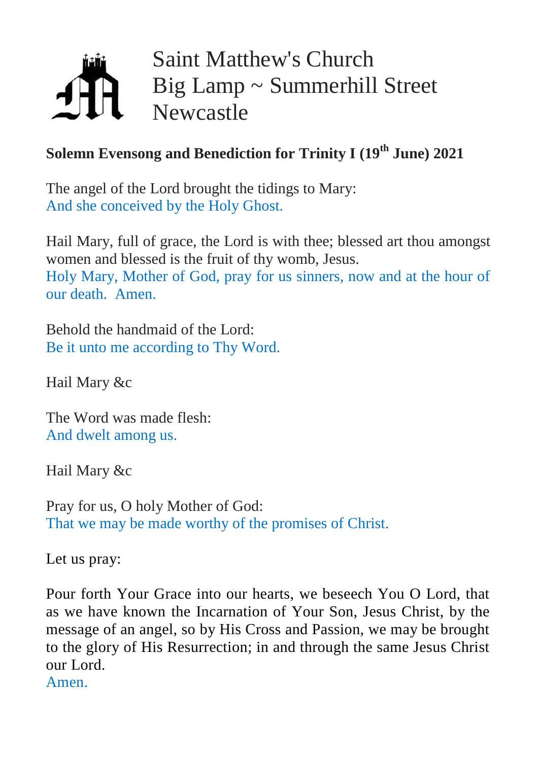# Saint Matthew's Church
# Big Lamp ~ Summerhill Street
# Newcastle

**Solemn Evensong and Benediction for Trinity I (19th June) 2021**

The angel of the Lord brought the tidings to Mary:
And she conceived by the Holy Ghost.

Hail Mary, full of grace, the Lord is with thee; blessed art thou amongst women and blessed is the fruit of thy womb, Jesus.
Holy Mary, Mother of God, pray for us sinners, now and at the hour of our death. Amen.

Behold the handmaid of the Lord:
Be it unto me according to Thy Word.

Hail Mary &c

The Word was made flesh:
And dwelt among us.

Hail Mary &c

Pray for us, O holy Mother of God:
That we may be made worthy of the promises of Christ.

Let us pray:

Pour forth Your Grace into our hearts, we beseech You O Lord, that as we have known the Incarnation of Your Son, Jesus Christ, by the message of an angel, so by His Cross and Passion, we may be brought to the glory of His Resurrection; in and through the same Jesus Christ our Lord.
Amen.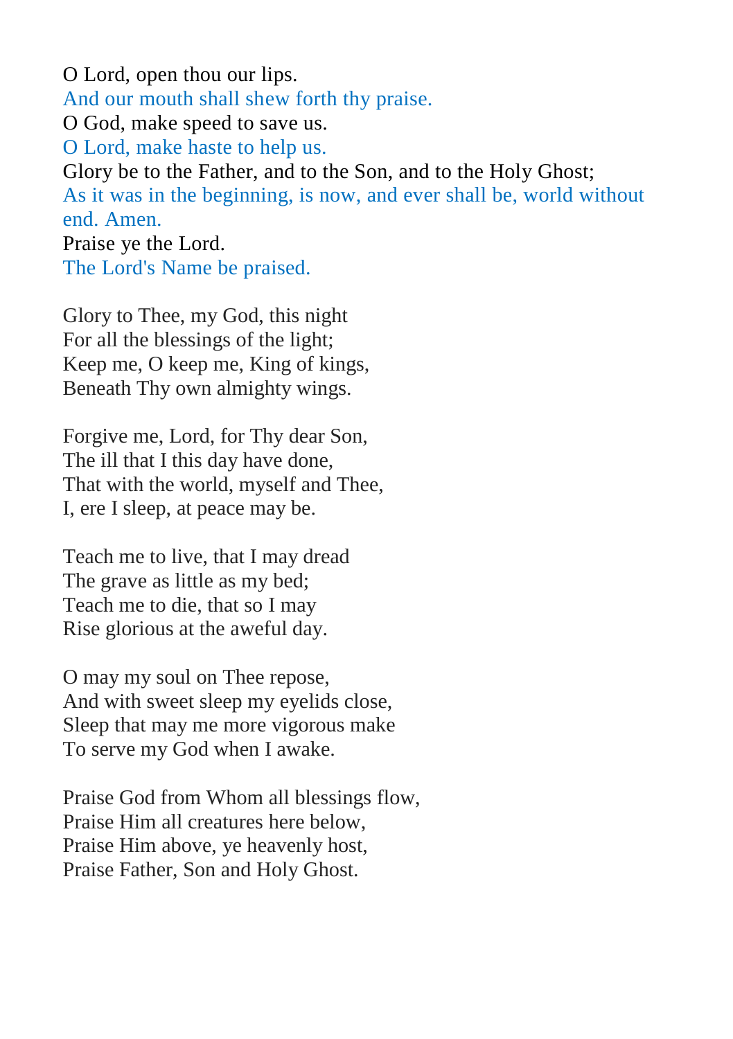O Lord, open thou our lips.  
And our mouth shall shew forth thy praise.  
O God, make speed to save us.  
O Lord, make haste to help us.  
Glory be to the Father, and to the Son, and to the Holy Ghost;  
As it was in the beginning, is now, and ever shall be, world without end. Amen.  
Praise ye the Lord.  
The Lord's Name be praised.

Glory to Thee, my God, this night  
For all the blessings of the light;  
Keep me, O keep me, King of kings,  
Beneath Thy own almighty wings.

Forgive me, Lord, for Thy dear Son,  
The ill that I this day have done,  
That with the world, myself and Thee,  
I, ere I sleep, at peace may be.

Teach me to live, that I may dread  
The grave as little as my bed;  
Teach me to die, that so I may  
Rise glorious at the aweful day.

O may my soul on Thee repose,  
And with sweet sleep my eyelids close,  
Sleep that may me more vigorous make  
To serve my God when I awake.

Praise God from Whom all blessings flow,  
Praise Him all creatures here below,  
Praise Him above, ye heavenly host,  
Praise Father, Son and Holy Ghost.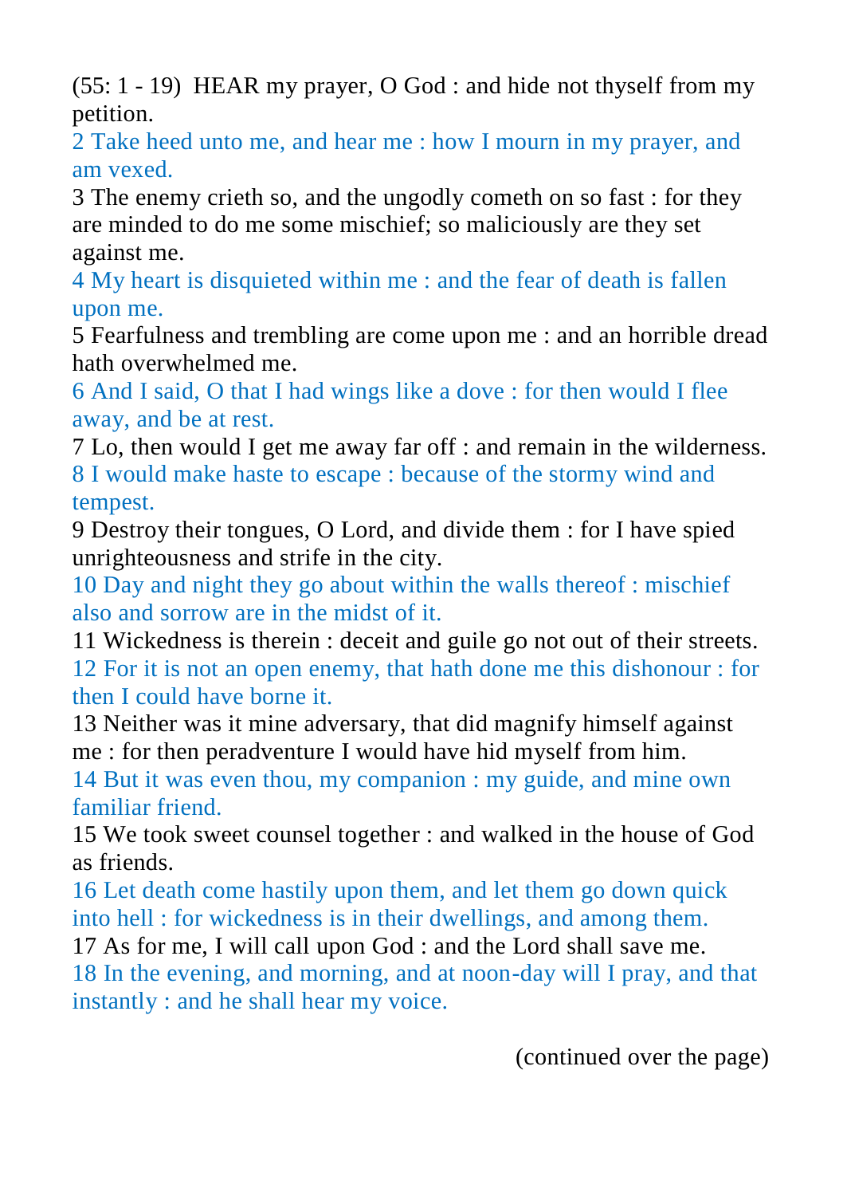(55: 1 - 19)  HEAR my prayer, O God : and hide not thyself from my petition.

2 Take heed unto me, and hear me : how I mourn in my prayer, and am vexed.

3 The enemy crieth so, and the ungodly cometh on so fast : for they are minded to do me some mischief; so maliciously are they set against me.

4 My heart is disquieted within me : and the fear of death is fallen upon me.

5 Fearfulness and trembling are come upon me : and an horrible dread hath overwhelmed me.

6 And I said, O that I had wings like a dove : for then would I flee away, and be at rest.

7 Lo, then would I get me away far off : and remain in the wilderness.

8 I would make haste to escape : because of the stormy wind and tempest.

9 Destroy their tongues, O Lord, and divide them : for I have spied unrighteousness and strife in the city.

10 Day and night they go about within the walls thereof : mischief also and sorrow are in the midst of it.

11 Wickedness is therein : deceit and guile go not out of their streets.

12 For it is not an open enemy, that hath done me this dishonour : for then I could have borne it.

13 Neither was it mine adversary, that did magnify himself against me : for then peradventure I would have hid myself from him.

14 But it was even thou, my companion : my guide, and mine own familiar friend.

15 We took sweet counsel together : and walked in the house of God as friends.

16 Let death come hastily upon them, and let them go down quick into hell : for wickedness is in their dwellings, and among them.

17 As for me, I will call upon God : and the Lord shall save me.

18 In the evening, and morning, and at noon-day will I pray, and that instantly : and he shall hear my voice.

(continued over the page)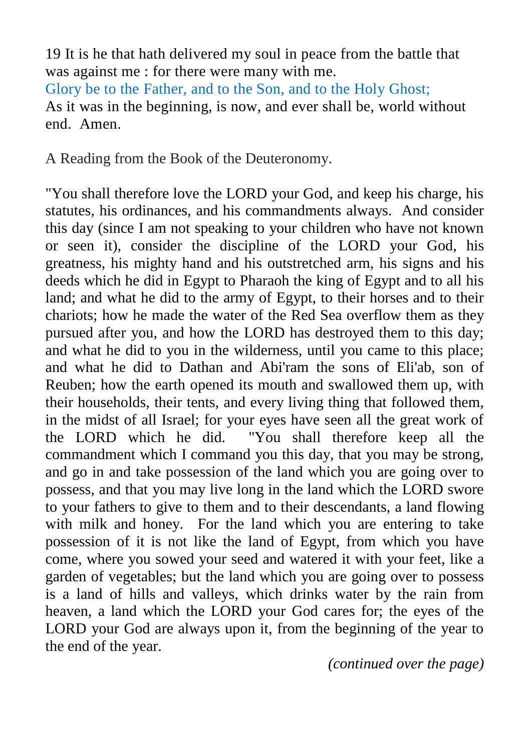19 It is he that hath delivered my soul in peace from the battle that was against me : for there were many with me.
Glory be to the Father, and to the Son, and to the Holy Ghost;
As it was in the beginning, is now, and ever shall be, world without end.  Amen.

A Reading from the Book of the Deuteronomy.

"You shall therefore love the LORD your God, and keep his charge, his statutes, his ordinances, and his commandments always.  And consider this day (since I am not speaking to your children who have not known or seen it), consider the discipline of the LORD your God, his greatness, his mighty hand and his outstretched arm, his signs and his deeds which he did in Egypt to Pharaoh the king of Egypt and to all his land; and what he did to the army of Egypt, to their horses and to their chariots; how he made the water of the Red Sea overflow them as they pursued after you, and how the LORD has destroyed them to this day; and what he did to you in the wilderness, until you came to this place; and what he did to Dathan and Abi'ram the sons of Eli'ab, son of Reuben; how the earth opened its mouth and swallowed them up, with their households, their tents, and every living thing that followed them, in the midst of all Israel; for your eyes have seen all the great work of the LORD which he did.  "You shall therefore keep all the commandment which I command you this day, that you may be strong, and go in and take possession of the land which you are going over to possess, and that you may live long in the land which the LORD swore to your fathers to give to them and to their descendants, a land flowing with milk and honey.  For the land which you are entering to take possession of it is not like the land of Egypt, from which you have come, where you sowed your seed and watered it with your feet, like a garden of vegetables; but the land which you are going over to possess is a land of hills and valleys, which drinks water by the rain from heaven, a land which the LORD your God cares for; the eyes of the LORD your God are always upon it, from the beginning of the year to the end of the year.

*(continued over the page)*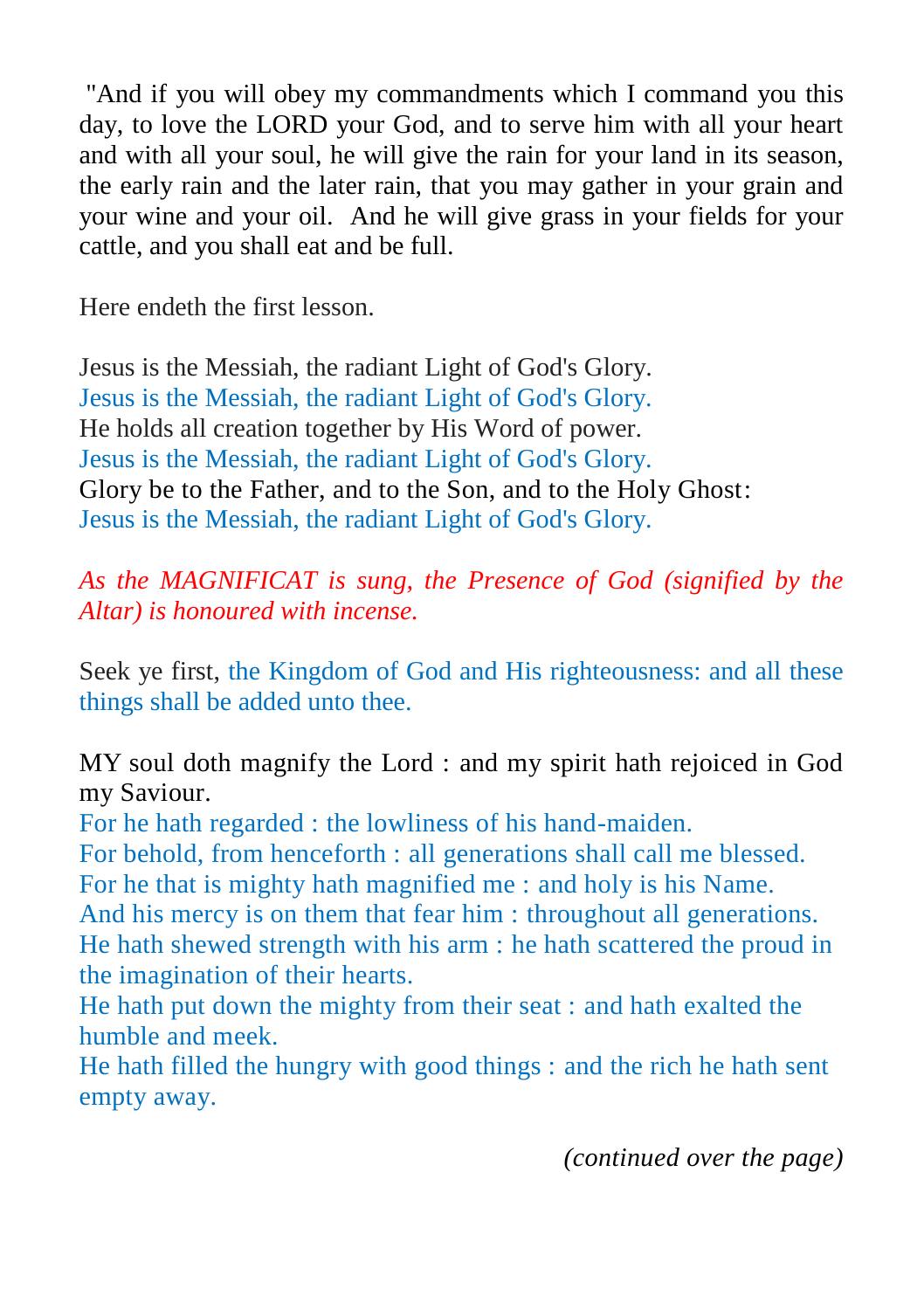"And if you will obey my commandments which I command you this day, to love the LORD your God, and to serve him with all your heart and with all your soul, he will give the rain for your land in its season, the early rain and the later rain, that you may gather in your grain and your wine and your oil.  And he will give grass in your fields for your cattle, and you shall eat and be full.

Here endeth the first lesson.

Jesus is the Messiah, the radiant Light of God's Glory.
Jesus is the Messiah, the radiant Light of God's Glory.
He holds all creation together by His Word of power.
Jesus is the Messiah, the radiant Light of God's Glory.
Glory be to the Father, and to the Son, and to the Holy Ghost:
Jesus is the Messiah, the radiant Light of God's Glory.

*As the MAGNIFICAT is sung, the Presence of God (signified by the Altar) is honoured with incense.*

Seek ye first, the Kingdom of God and His righteousness: and all these things shall be added unto thee.

MY soul doth magnify the Lord : and my spirit hath rejoiced in God my Saviour.
For he hath regarded : the lowliness of his hand-maiden.
For behold, from henceforth : all generations shall call me blessed.
For he that is mighty hath magnified me : and holy is his Name.
And his mercy is on them that fear him : throughout all generations.
He hath shewed strength with his arm : he hath scattered the proud in the imagination of their hearts.
He hath put down the mighty from their seat : and hath exalted the humble and meek.
He hath filled the hungry with good things : and the rich he hath sent empty away.

*(continued over the page)*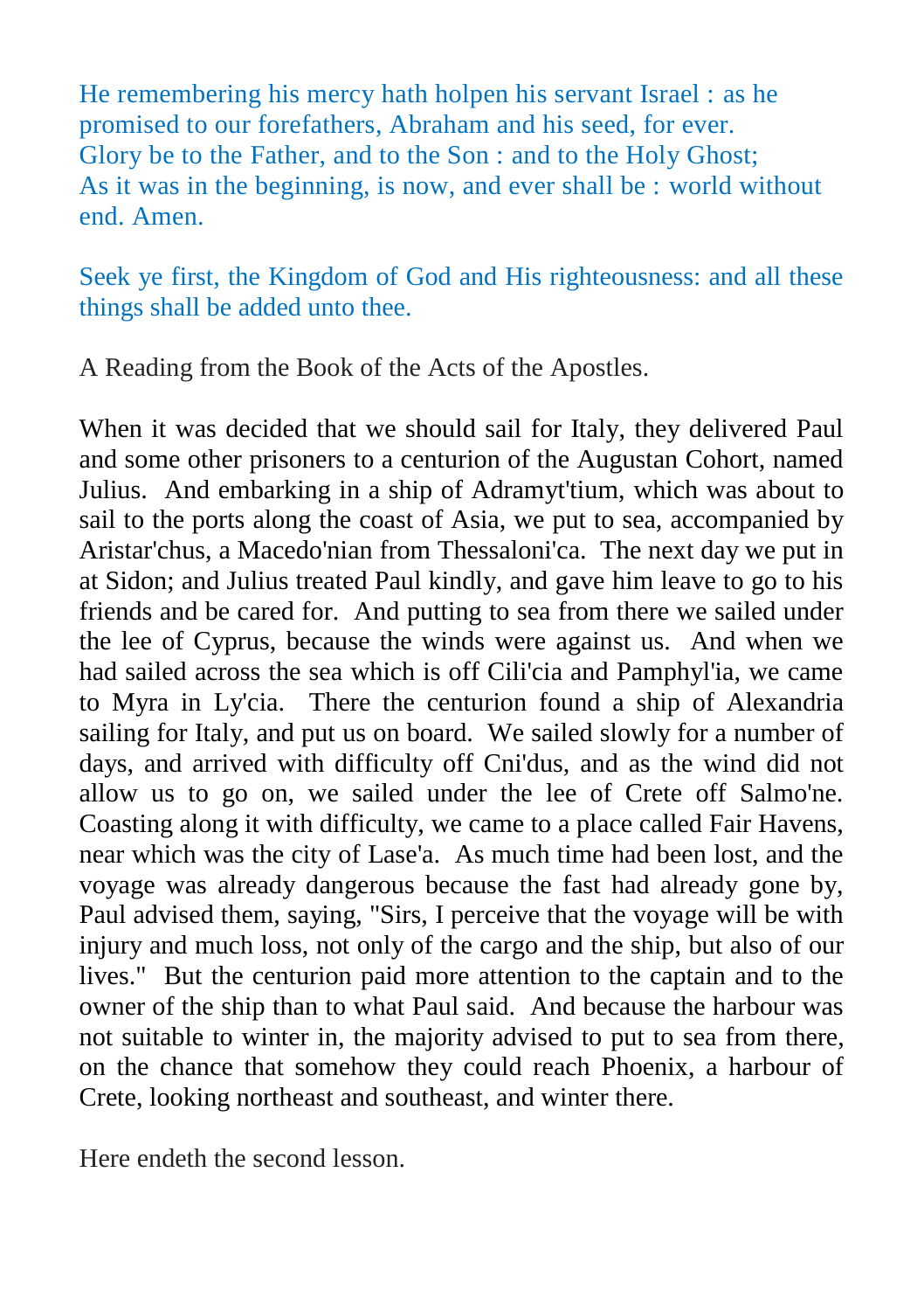He remembering his mercy hath holpen his servant Israel : as he promised to our forefathers, Abraham and his seed, for ever.
Glory be to the Father, and to the Son : and to the Holy Ghost;
As it was in the beginning, is now, and ever shall be : world without end. Amen.

Seek ye first, the Kingdom of God and His righteousness: and all these things shall be added unto thee.

A Reading from the Book of the Acts of the Apostles.

When it was decided that we should sail for Italy, they delivered Paul and some other prisoners to a centurion of the Augustan Cohort, named Julius. And embarking in a ship of Adramyt'tium, which was about to sail to the ports along the coast of Asia, we put to sea, accompanied by Aristar'chus, a Macedo'nian from Thessaloni'ca. The next day we put in at Sidon; and Julius treated Paul kindly, and gave him leave to go to his friends and be cared for. And putting to sea from there we sailed under the lee of Cyprus, because the winds were against us. And when we had sailed across the sea which is off Cili'cia and Pamphyl'ia, we came to Myra in Ly'cia. There the centurion found a ship of Alexandria sailing for Italy, and put us on board. We sailed slowly for a number of days, and arrived with difficulty off Cni'dus, and as the wind did not allow us to go on, we sailed under the lee of Crete off Salmo'ne. Coasting along it with difficulty, we came to a place called Fair Havens, near which was the city of Lase'a. As much time had been lost, and the voyage was already dangerous because the fast had already gone by, Paul advised them, saying, "Sirs, I perceive that the voyage will be with injury and much loss, not only of the cargo and the ship, but also of our lives." But the centurion paid more attention to the captain and to the owner of the ship than to what Paul said. And because the harbour was not suitable to winter in, the majority advised to put to sea from there, on the chance that somehow they could reach Phoenix, a harbour of Crete, looking northeast and southeast, and winter there.

Here endeth the second lesson.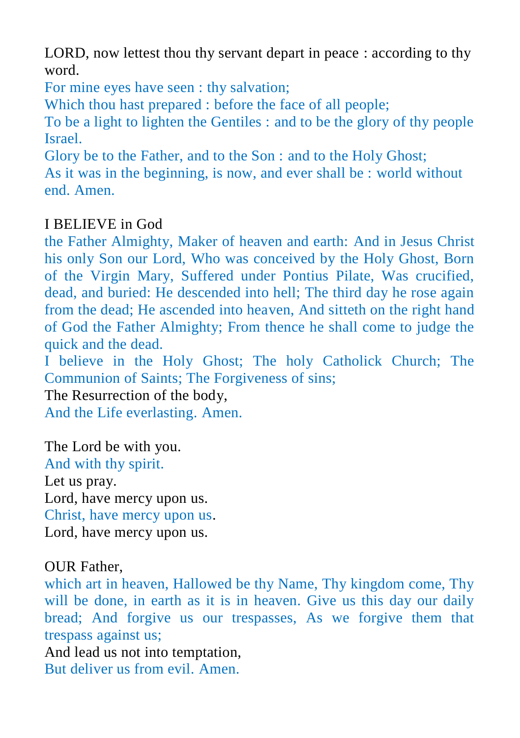LORD, now lettest thou thy servant depart in peace : according to thy word.
For mine eyes have seen : thy salvation;
Which thou hast prepared : before the face of all people;
To be a light to lighten the Gentiles : and to be the glory of thy people Israel.
Glory be to the Father, and to the Son : and to the Holy Ghost;
As it was in the beginning, is now, and ever shall be : world without end. Amen.

I BELIEVE in God
the Father Almighty, Maker of heaven and earth: And in Jesus Christ his only Son our Lord, Who was conceived by the Holy Ghost, Born of the Virgin Mary, Suffered under Pontius Pilate, Was crucified, dead, and buried: He descended into hell; The third day he rose again from the dead; He ascended into heaven, And sitteth on the right hand of God the Father Almighty; From thence he shall come to judge the quick and the dead.
I believe in the Holy Ghost; The holy Catholick Church; The Communion of Saints; The Forgiveness of sins;
The Resurrection of the body,
And the Life everlasting. Amen.

The Lord be with you.
And with thy spirit.
Let us pray.
Lord, have mercy upon us.
Christ, have mercy upon us.
Lord, have mercy upon us.

OUR Father,
which art in heaven, Hallowed be thy Name, Thy kingdom come, Thy will be done, in earth as it is in heaven. Give us this day our daily bread; And forgive us our trespasses, As we forgive them that trespass against us;
And lead us not into temptation,
But deliver us from evil. Amen.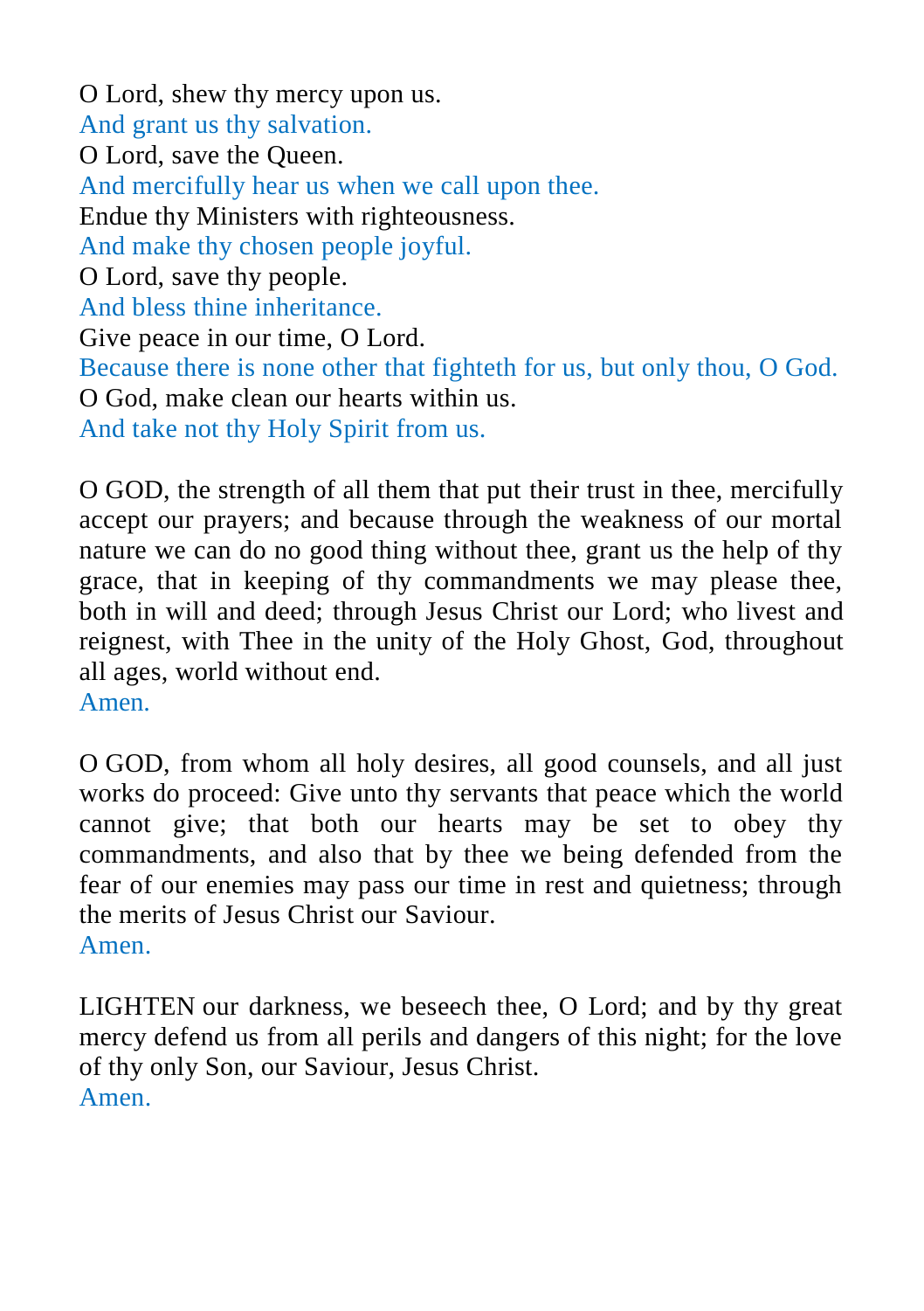O Lord, shew thy mercy upon us.
And grant us thy salvation.
O Lord, save the Queen.
And mercifully hear us when we call upon thee.
Endue thy Ministers with righteousness.
And make thy chosen people joyful.
O Lord, save thy people.
And bless thine inheritance.
Give peace in our time, O Lord.
Because there is none other that fighteth for us, but only thou, O God.
O God, make clean our hearts within us.
And take not thy Holy Spirit from us.

O GOD, the strength of all them that put their trust in thee, mercifully accept our prayers; and because through the weakness of our mortal nature we can do no good thing without thee, grant us the help of thy grace, that in keeping of thy commandments we may please thee, both in will and deed; through Jesus Christ our Lord; who livest and reignest, with Thee in the unity of the Holy Ghost, God, throughout all ages, world without end.
Amen.

O GOD, from whom all holy desires, all good counsels, and all just works do proceed: Give unto thy servants that peace which the world cannot give; that both our hearts may be set to obey thy commandments, and also that by thee we being defended from the fear of our enemies may pass our time in rest and quietness; through the merits of Jesus Christ our Saviour.
Amen.

LIGHTEN our darkness, we beseech thee, O Lord; and by thy great mercy defend us from all perils and dangers of this night; for the love of thy only Son, our Saviour, Jesus Christ.
Amen.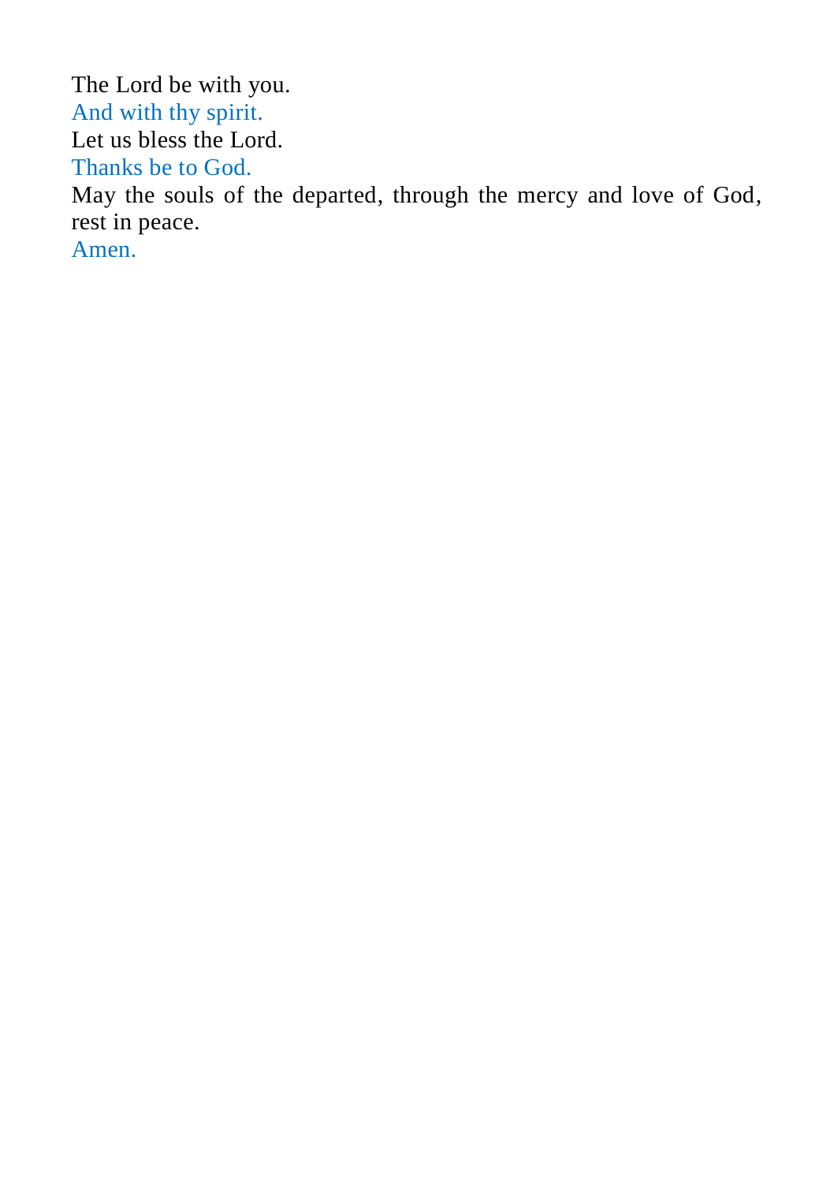The Lord be with you.
And with thy spirit.
Let us bless the Lord.
Thanks be to God.
May the souls of the departed, through the mercy and love of God, rest in peace.
Amen.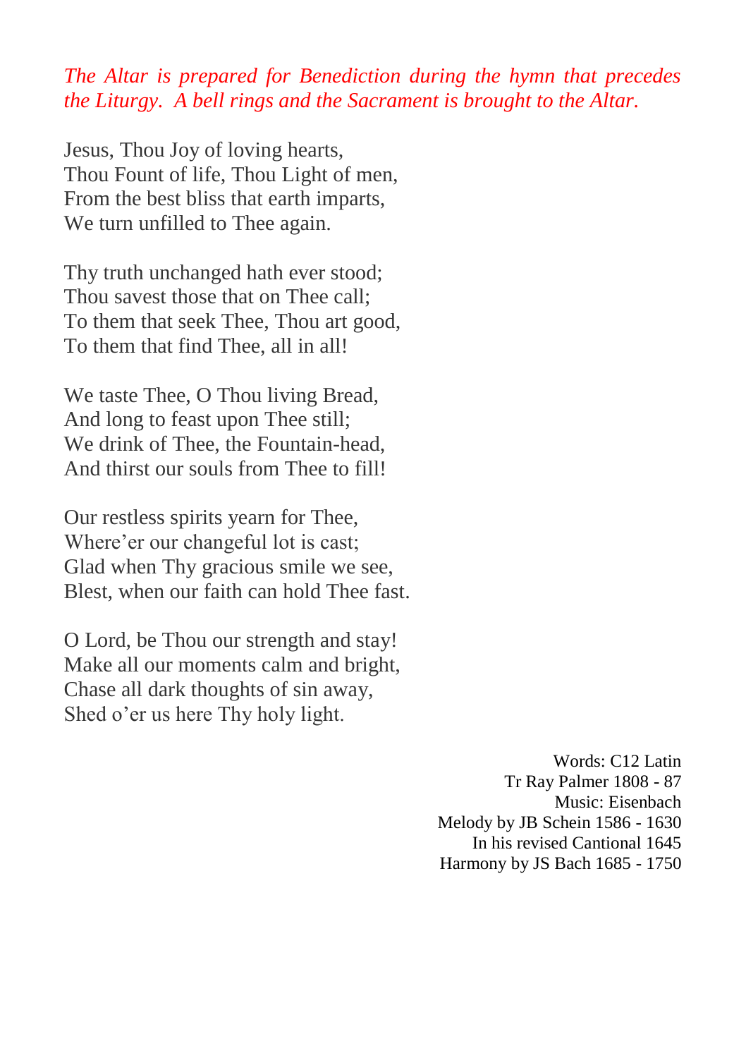*The Altar is prepared for Benediction during the hymn that precedes the Liturgy. A bell rings and the Sacrament is brought to the Altar.*

Jesus, Thou Joy of loving hearts,  
Thou Fount of life, Thou Light of men,  
From the best bliss that earth imparts,  
We turn unfilled to Thee again.

Thy truth unchanged hath ever stood;  
Thou savest those that on Thee call;  
To them that seek Thee, Thou art good,  
To them that find Thee, all in all!

We taste Thee, O Thou living Bread,  
And long to feast upon Thee still;  
We drink of Thee, the Fountain-head,  
And thirst our souls from Thee to fill!

Our restless spirits yearn for Thee,  
Where'er our changeful lot is cast;  
Glad when Thy gracious smile we see,  
Blest, when our faith can hold Thee fast.

O Lord, be Thou our strength and stay!  
Make all our moments calm and bright,  
Chase all dark thoughts of sin away,  
Shed o'er us here Thy holy light.

Words: C12 Latin  
Tr Ray Palmer 1808 - 87  
Music: Eisenbach  
Melody by JB Schein 1586 - 1630  
In his revised Cantional 1645  
Harmony by JS Bach 1685 - 1750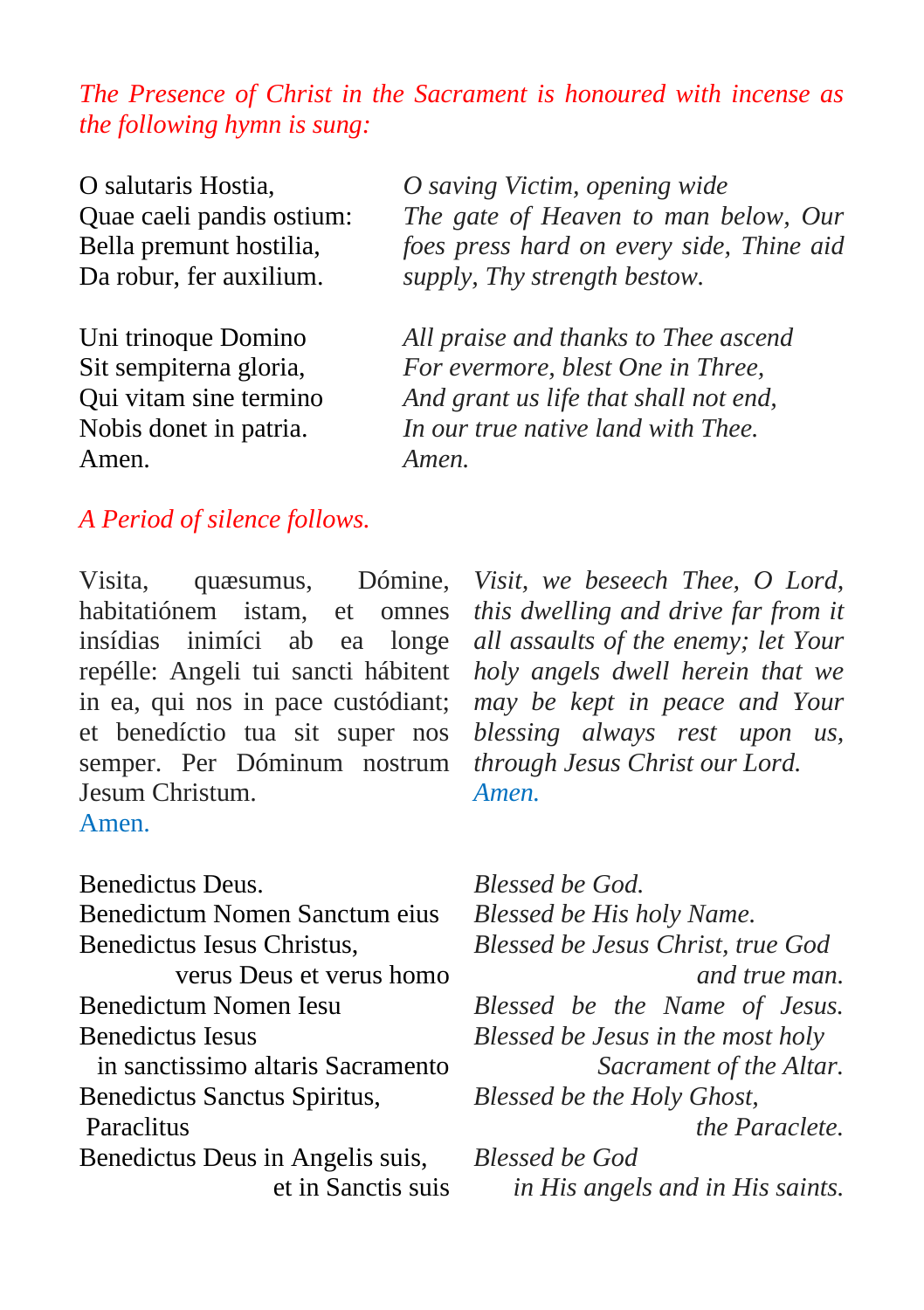*The Presence of Christ in the Sacrament is honoured with incense as the following hymn is sung:*

O salutaris Hostia,
Quae caeli pandis ostium:
Bella premunt hostilia,
Da robur, fer auxilium.

*O saving Victim, opening wide The gate of Heaven to man below, Our foes press hard on every side, Thine aid supply, Thy strength bestow.*

Uni trinoque Domino
Sit sempiterna gloria,
Qui vitam sine termino
Nobis donet in patria.
Amen.

*All praise and thanks to Thee ascend
For evermore, blest One in Three,
And grant us life that shall not end,
In our true native land with Thee.
Amen.*

*A Period of silence follows.*

Visita, quæsumus, Dómine, habitatiónem istam, et omnes insídias inimíci ab ea longe repélle: Angeli tui sancti hábitent in ea, qui nos in pace custódiant; et benedíctio tua sit super nos semper. Per Dóminum nostrum Jesum Christum.
Amen.

*Visit, we beseech Thee, O Lord, this dwelling and drive far from it all assaults of the enemy; let Your holy angels dwell herein that we may be kept in peace and Your blessing always rest upon us, through Jesus Christ our Lord.*
*Amen.*

Benedictus Deus.
Benedictum Nomen Sanctum eius
Benedictus Iesus Christus, verus Deus et verus homo
Benedictum Nomen Iesu
Benedictus Iesus in sanctissimo altaris Sacramento
Benedictus Sanctus Spiritus, Paraclitus
Benedictus Deus in Angelis suis, et in Sanctis suis

*Blessed be God.*
*Blessed be His holy Name.*
*Blessed be Jesus Christ, true God and true man.*
*Blessed be the Name of Jesus.*
*Blessed be Jesus in the most holy Sacrament of the Altar.*
*Blessed be the Holy Ghost, the Paraclete.*
*Blessed be God in His angels and in His saints.*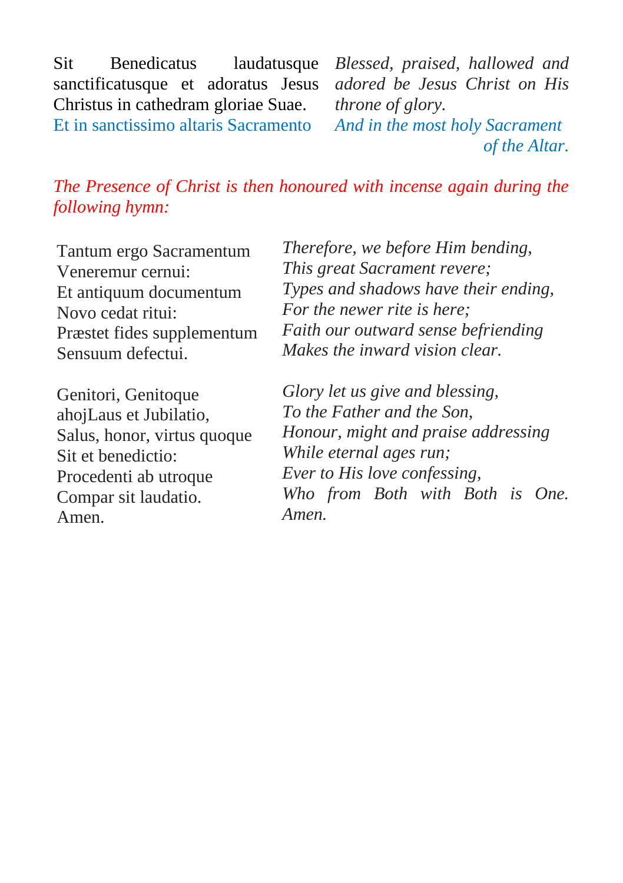Sit Benedicatus laudatusque sanctificatusque et adoratus Jesus Christus in cathedram gloriae Suae.
Et in sanctissimo altaris Sacramento

*Blessed, praised, hallowed and adored be Jesus Christ on His throne of glory.*
*And in the most holy Sacrament of the Altar.*

*The Presence of Christ is then honoured with incense again during the following hymn:*

Tantum ergo Sacramentum
Veneremur cernui:
Et antiquum documentum
Novo cedat ritui:
Præstet fides supplementum
Sensuum defectui.

*Therefore, we before Him bending,*
*This great Sacrament revere;*
*Types and shadows have their ending,*
*For the newer rite is here;*
*Faith our outward sense befriending*
*Makes the inward vision clear.*

Genitori, Genitoque
ahojLaus et Jubilatio,
Salus, honor, virtus quoque
Sit et benedictio:
Procedenti ab utroque
Compar sit laudatio.
Amen.

*Glory let us give and blessing,*
*To the Father and the Son,*
*Honour, might and praise addressing*
*While eternal ages run;*
*Ever to His love confessing,*
*Who from Both with Both is One.*
*Amen.*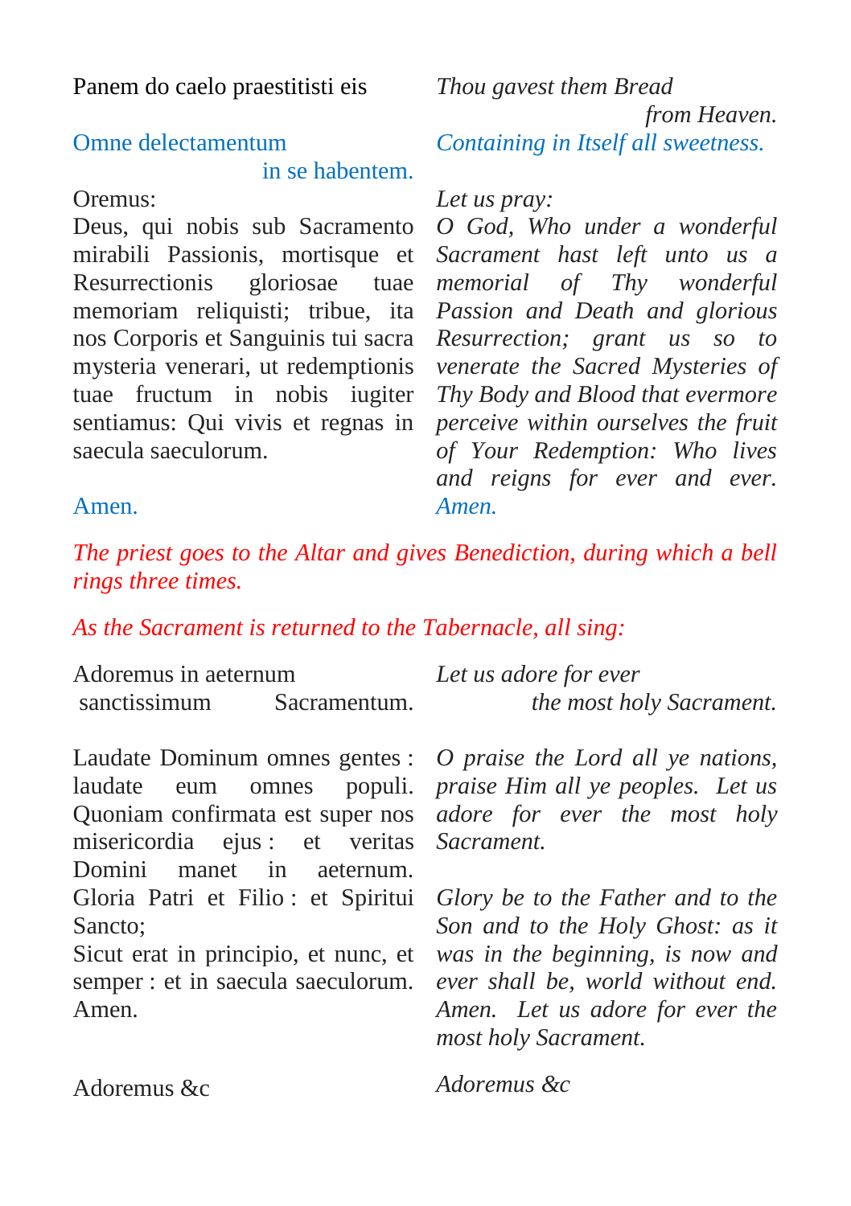Panem do caelo praestitisti eis

*Thou gavest them Bread from Heaven.*

Omne delectamentum in se habentem.

*Containing in Itself all sweetness.*

Oremus:
Deus, qui nobis sub Sacramento mirabili Passionis, mortisque et Resurrectionis gloriosae tuae memoriam reliquisti; tribue, ita nos Corporis et Sanguinis tui sacra mysteria venerari, ut redemptionis tuae fructum in nobis iugiter sentiamus: Qui vivis et regnas in saecula saeculorum.

Amen.

*Let us pray:*
*O God, Who under a wonderful Sacrament hast left unto us a memorial of Thy wonderful Passion and Death and glorious Resurrection; grant us so to venerate the Sacred Mysteries of Thy Body and Blood that evermore perceive within ourselves the fruit of Your Redemption: Who lives and reigns for ever and ever.*
*Amen.*

*The priest goes to the Altar and gives Benediction, during which a bell rings three times.*

*As the Sacrament is returned to the Tabernacle, all sing:*

Adoremus in aeternum sanctissimum Sacramentum.

*Let us adore for ever the most holy Sacrament.*

Laudate Dominum omnes gentes : laudate eum omnes populi. Quoniam confirmata est super nos misericordia ejus : et veritas Domini manet in aeternum.

*O praise the Lord all ye nations, praise Him all ye peoples. Let us adore for ever the most holy Sacrament.*

Gloria Patri et Filio : et Spiritui Sancto;
Sicut erat in principio, et nunc, et semper : et in saecula saeculorum. Amen.

*Glory be to the Father and to the Son and to the Holy Ghost: as it was in the beginning, is now and ever shall be, world without end. Amen. Let us adore for ever the most holy Sacrament.*

Adoremus &c

*Adoremus &c*